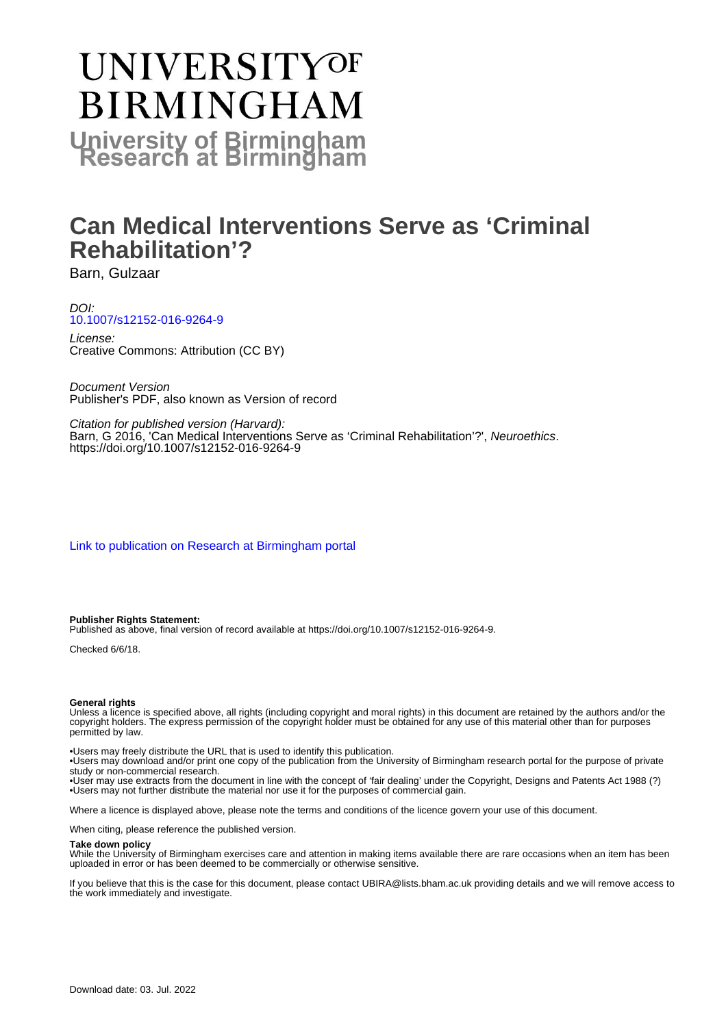# UNIVERSITY OF BIRMINGHAM

**University of Birmingham Research at Birmingham**

# Can Medical Interventions Serve as 'Criminal Rehabilitation'?

Barn, Gulzaar

*DOI:*
10.1007/s12152-016-9264-9

*License:*
Creative Commons: Attribution (CC BY)

*Document Version*
Publisher's PDF, also known as Version of record

*Citation for published version (Harvard):*
Barn, G 2016, 'Can Medical Interventions Serve as 'Criminal Rehabilitation'?', *Neuroethics*. https://doi.org/10.1007/s12152-016-9264-9

Link to publication on Research at Birmingham portal

**Publisher Rights Statement:**
Published as above, final version of record available at https://doi.org/10.1007/s12152-016-9264-9.

Checked 6/6/18.

**General rights**
Unless a licence is specified above, all rights (including copyright and moral rights) in this document are retained by the authors and/or the copyright holders. The express permission of the copyright holder must be obtained for any use of this material other than for purposes permitted by law.

- Users may freely distribute the URL that is used to identify this publication.
- Users may download and/or print one copy of the publication from the University of Birmingham research portal for the purpose of private study or non-commercial research.
- User may use extracts from the document in line with the concept of 'fair dealing' under the Copyright, Designs and Patents Act 1988 (?)
- Users may not further distribute the material nor use it for the purposes of commercial gain.

Where a licence is displayed above, please note the terms and conditions of the licence govern your use of this document.

When citing, please reference the published version.

**Take down policy**
While the University of Birmingham exercises care and attention in making items available there are rare occasions when an item has been uploaded in error or has been deemed to be commercially or otherwise sensitive.

If you believe that this is the case for this document, please contact UBIRA@lists.bham.ac.uk providing details and we will remove access to the work immediately and investigate.

Download date: 03. Jul. 2022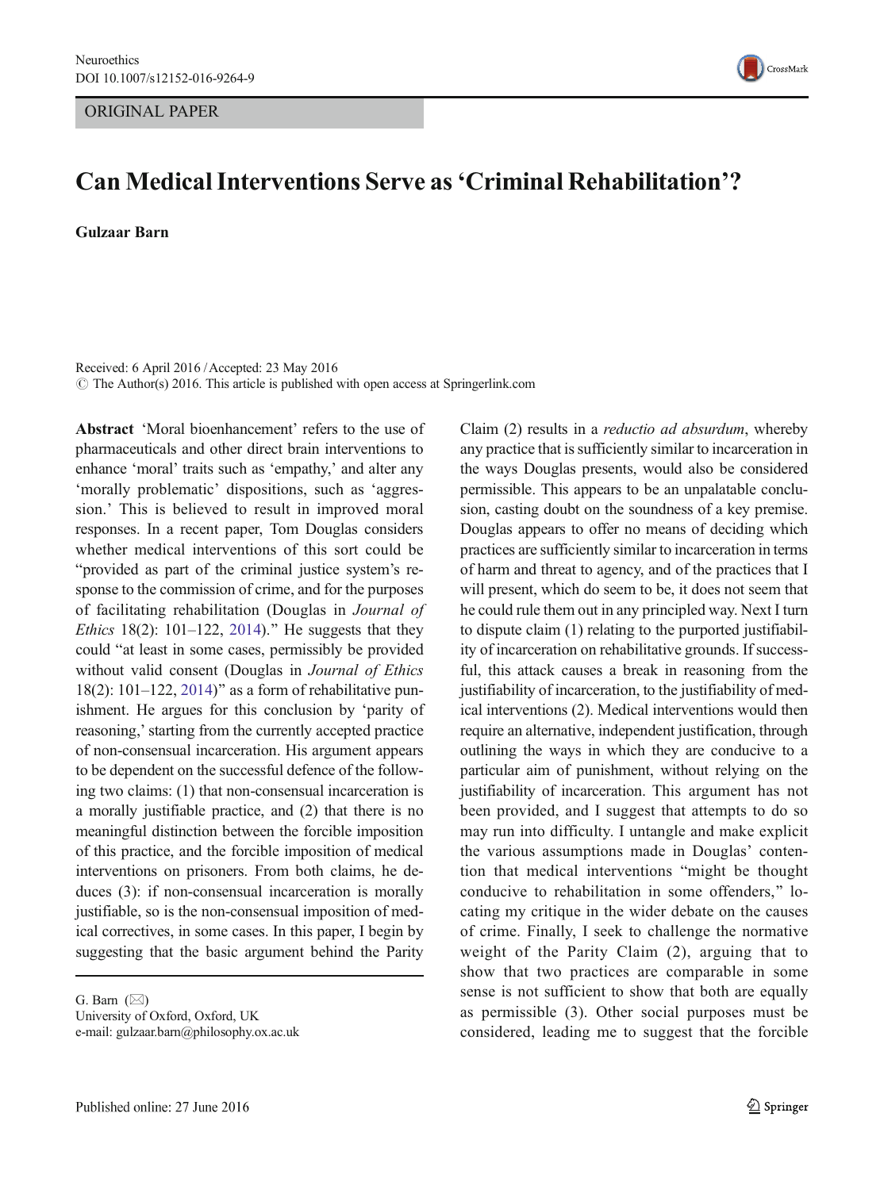# Can Medical Interventions Serve as 'Criminal Rehabilitation'?

**Gulzaar Barn**

Received: 6 April 2016 / Accepted: 23 May 2016
© The Author(s) 2016. This article is published with open access at Springerlink.com

**Abstract** 'Moral bioenhancement' refers to the use of pharmaceuticals and other direct brain interventions to enhance 'moral' traits such as 'empathy,' and alter any 'morally problematic' dispositions, such as 'aggression.' This is believed to result in improved moral responses. In a recent paper, Tom Douglas considers whether medical interventions of this sort could be "provided as part of the criminal justice system's response to the commission of crime, and for the purposes of facilitating rehabilitation (Douglas in *Journal of Ethics* 18(2): 101–122, 2014)." He suggests that they could "at least in some cases, permissibly be provided without valid consent (Douglas in *Journal of Ethics* 18(2): 101–122, 2014)" as a form of rehabilitative punishment. He argues for this conclusion by 'parity of reasoning,' starting from the currently accepted practice of non-consensual incarceration. His argument appears to be dependent on the successful defence of the following two claims: (1) that non-consensual incarceration is a morally justifiable practice, and (2) that there is no meaningful distinction between the forcible imposition of this practice, and the forcible imposition of medical interventions on prisoners. From both claims, he deduces (3): if non-consensual incarceration is morally justifiable, so is the non-consensual imposition of medical correctives, in some cases. In this paper, I begin by suggesting that the basic argument behind the Parity Claim (2) results in a *reductio ad absurdum*, whereby any practice that is sufficiently similar to incarceration in the ways Douglas presents, would also be considered permissible. This appears to be an unpalatable conclusion, casting doubt on the soundness of a key premise. Douglas appears to offer no means of deciding which practices are sufficiently similar to incarceration in terms of harm and threat to agency, and of the practices that I will present, which do seem to be, it does not seem that he could rule them out in any principled way. Next I turn to dispute claim (1) relating to the purported justifiability of incarceration on rehabilitative grounds. If successful, this attack causes a break in reasoning from the justifiability of incarceration, to the justifiability of medical interventions (2). Medical interventions would then require an alternative, independent justification, through outlining the ways in which they are conducive to a particular aim of punishment, without relying on the justifiability of incarceration. This argument has not been provided, and I suggest that attempts to do so may run into difficulty. I untangle and make explicit the various assumptions made in Douglas' contention that medical interventions "might be thought conducive to rehabilitation in some offenders," locating my critique in the wider debate on the causes of crime. Finally, I seek to challenge the normative weight of the Parity Claim (2), arguing that to show that two practices are comparable in some sense is not sufficient to show that both are equally as permissible (3). Other social purposes must be considered, leading me to suggest that the forcible

G. Barn (✉)
University of Oxford, Oxford, UK
e-mail: gulzaar.barn@philosophy.ox.ac.uk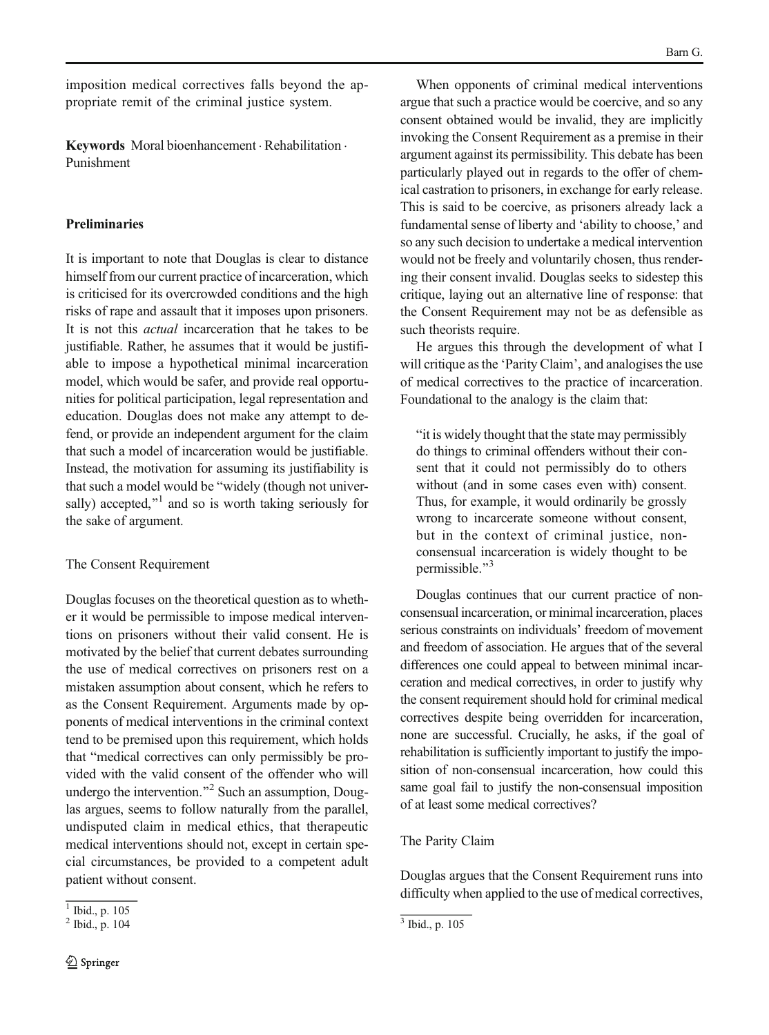imposition medical correctives falls beyond the appropriate remit of the criminal justice system.

**Keywords** Moral bioenhancement · Rehabilitation · Punishment

## Preliminaries

It is important to note that Douglas is clear to distance himself from our current practice of incarceration, which is criticised for its overcrowded conditions and the high risks of rape and assault that it imposes upon prisoners. It is not this *actual* incarceration that he takes to be justifiable. Rather, he assumes that it would be justifiable to impose a hypothetical minimal incarceration model, which would be safer, and provide real opportunities for political participation, legal representation and education. Douglas does not make any attempt to defend, or provide an independent argument for the claim that such a model of incarceration would be justifiable. Instead, the motivation for assuming its justifiability is that such a model would be "widely (though not universally) accepted,"[1] and so is worth taking seriously for the sake of argument.

### The Consent Requirement

Douglas focuses on the theoretical question as to whether it would be permissible to impose medical interventions on prisoners without their valid consent. He is motivated by the belief that current debates surrounding the use of medical correctives on prisoners rest on a mistaken assumption about consent, which he refers to as the Consent Requirement. Arguments made by opponents of medical interventions in the criminal context tend to be premised upon this requirement, which holds that "medical correctives can only permissibly be provided with the valid consent of the offender who will undergo the intervention."[2] Such an assumption, Douglas argues, seems to follow naturally from the parallel, undisputed claim in medical ethics, that therapeutic medical interventions should not, except in certain special circumstances, be provided to a competent adult patient without consent.

When opponents of criminal medical interventions argue that such a practice would be coercive, and so any consent obtained would be invalid, they are implicitly invoking the Consent Requirement as a premise in their argument against its permissibility. This debate has been particularly played out in regards to the offer of chemical castration to prisoners, in exchange for early release. This is said to be coercive, as prisoners already lack a fundamental sense of liberty and 'ability to choose,' and so any such decision to undertake a medical intervention would not be freely and voluntarily chosen, thus rendering their consent invalid. Douglas seeks to sidestep this critique, laying out an alternative line of response: that the Consent Requirement may not be as defensible as such theorists require.

He argues this through the development of what I will critique as the 'Parity Claim', and analogises the use of medical correctives to the practice of incarceration. Foundational to the analogy is the claim that:

> "it is widely thought that the state may permissibly do things to criminal offenders without their consent that it could not permissibly do to others without (and in some cases even with) consent. Thus, for example, it would ordinarily be grossly wrong to incarcerate someone without consent, but in the context of criminal justice, non-consensual incarceration is widely thought to be permissible."[3]

Douglas continues that our current practice of non-consensual incarceration, or minimal incarceration, places serious constraints on individuals' freedom of movement and freedom of association. He argues that of the several differences one could appeal to between minimal incarceration and medical correctives, in order to justify why the consent requirement should hold for criminal medical correctives despite being overridden for incarceration, none are successful. Crucially, he asks, if the goal of rehabilitation is sufficiently important to justify the imposition of non-consensual incarceration, how could this same goal fail to justify the non-consensual imposition of at least some medical correctives?

### The Parity Claim

Douglas argues that the Consent Requirement runs into difficulty when applied to the use of medical correctives,

---

[1] Ibid., p. 105

[2] Ibid., p. 104

[3] Ibid., p. 105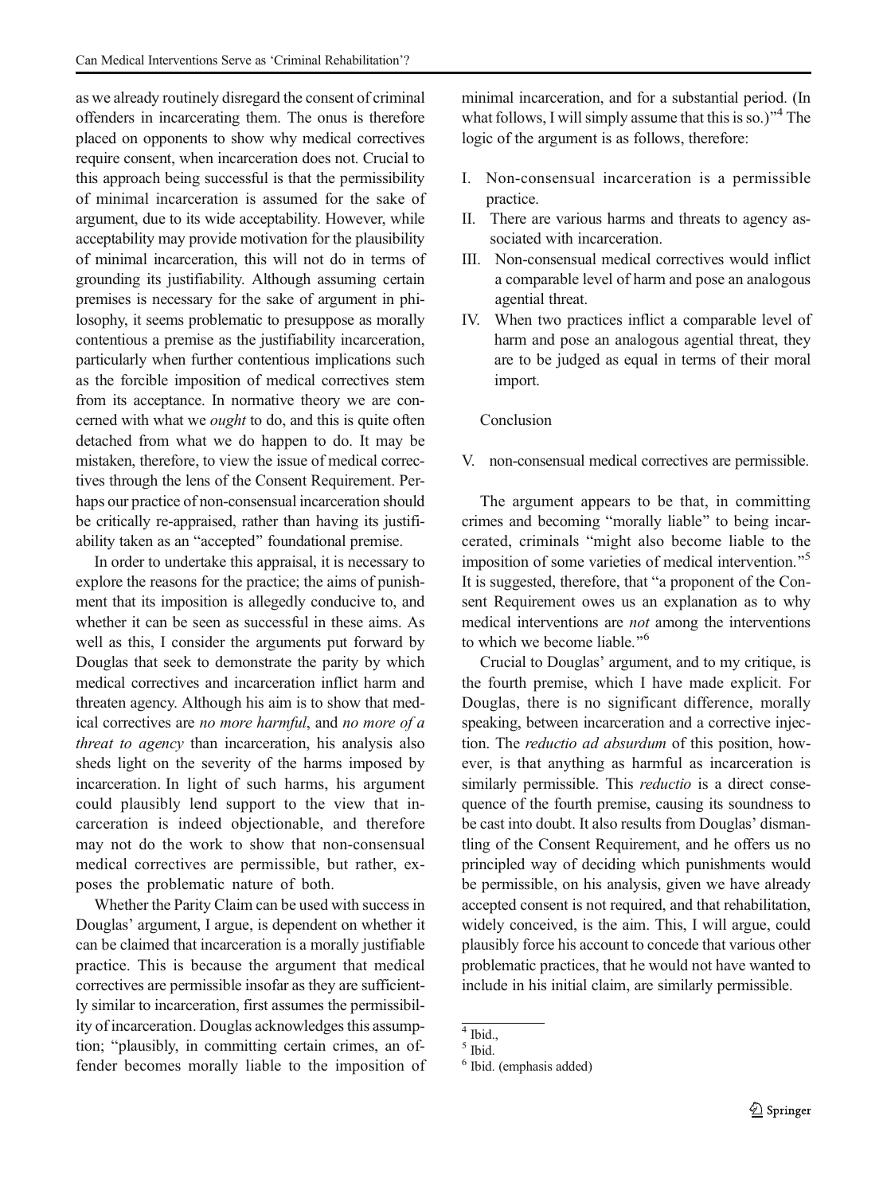as we already routinely disregard the consent of criminal offenders in incarcerating them. The onus is therefore placed on opponents to show why medical correctives require consent, when incarceration does not. Crucial to this approach being successful is that the permissibility of minimal incarceration is assumed for the sake of argument, due to its wide acceptability. However, while acceptability may provide motivation for the plausibility of minimal incarceration, this will not do in terms of grounding its justifiability. Although assuming certain premises is necessary for the sake of argument in philosophy, it seems problematic to presuppose as morally contentious a premise as the justifiability incarceration, particularly when further contentious implications such as the forcible imposition of medical correctives stem from its acceptance. In normative theory we are concerned with what we *ought* to do, and this is quite often detached from what we do happen to do. It may be mistaken, therefore, to view the issue of medical correctives through the lens of the Consent Requirement. Perhaps our practice of non-consensual incarceration should be critically re-appraised, rather than having its justifiability taken as an "accepted" foundational premise.

In order to undertake this appraisal, it is necessary to explore the reasons for the practice; the aims of punishment that its imposition is allegedly conducive to, and whether it can be seen as successful in these aims. As well as this, I consider the arguments put forward by Douglas that seek to demonstrate the parity by which medical correctives and incarceration inflict harm and threaten agency. Although his aim is to show that medical correctives are *no more harmful*, and *no more of a threat to agency* than incarceration, his analysis also sheds light on the severity of the harms imposed by incarceration. In light of such harms, his argument could plausibly lend support to the view that incarceration is indeed objectionable, and therefore may not do the work to show that non-consensual medical correctives are permissible, but rather, exposes the problematic nature of both.

Whether the Parity Claim can be used with success in Douglas' argument, I argue, is dependent on whether it can be claimed that incarceration is a morally justifiable practice. This is because the argument that medical correctives are permissible insofar as they are sufficiently similar to incarceration, first assumes the permissibility of incarceration. Douglas acknowledges this assumption; "plausibly, in committing certain crimes, an offender becomes morally liable to the imposition of minimal incarceration, and for a substantial period. (In what follows, I will simply assume that this is so.)"[4] The logic of the argument is as follows, therefore:

I. Non-consensual incarceration is a permissible practice.
II. There are various harms and threats to agency associated with incarceration.
III. Non-consensual medical correctives would inflict a comparable level of harm and pose an analogous agential threat.
IV. When two practices inflict a comparable level of harm and pose an analogous agential threat, they are to be judged as equal in terms of their moral import.

Conclusion

V. non-consensual medical correctives are permissible.

The argument appears to be that, in committing crimes and becoming "morally liable" to being incarcerated, criminals "might also become liable to the imposition of some varieties of medical intervention."[5] It is suggested, therefore, that "a proponent of the Consent Requirement owes us an explanation as to why medical interventions are *not* among the interventions to which we become liable."[6]

Crucial to Douglas' argument, and to my critique, is the fourth premise, which I have made explicit. For Douglas, there is no significant difference, morally speaking, between incarceration and a corrective injection. The *reductio ad absurdum* of this position, however, is that anything as harmful as incarceration is similarly permissible. This *reductio* is a direct consequence of the fourth premise, causing its soundness to be cast into doubt. It also results from Douglas' dismantling of the Consent Requirement, and he offers us no principled way of deciding which punishments would be permissible, on his analysis, given we have already accepted consent is not required, and that rehabilitation, widely conceived, is the aim. This, I will argue, could plausibly force his account to concede that various other problematic practices, that he would not have wanted to include in his initial claim, are similarly permissible.

---

[4] Ibid.,

[5] Ibid.

[6] Ibid. (emphasis added)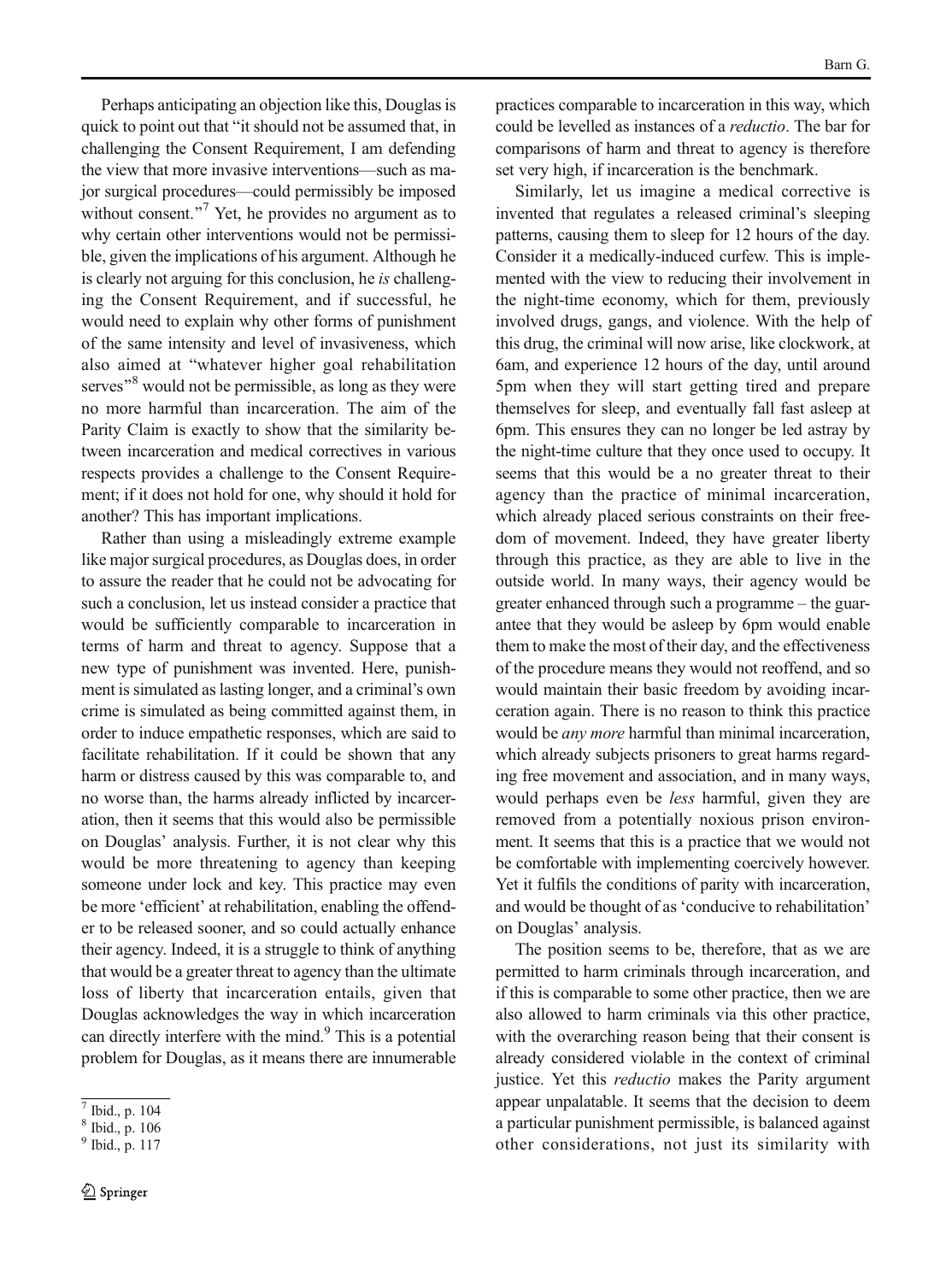Perhaps anticipating an objection like this, Douglas is quick to point out that "it should not be assumed that, in challenging the Consent Requirement, I am defending the view that more invasive interventions—such as major surgical procedures—could permissibly be imposed without consent."[7] Yet, he provides no argument as to why certain other interventions would not be permissible, given the implications of his argument. Although he is clearly not arguing for this conclusion, he *is* challenging the Consent Requirement, and if successful, he would need to explain why other forms of punishment of the same intensity and level of invasiveness, which also aimed at "whatever higher goal rehabilitation serves"[8] would not be permissible, as long as they were no more harmful than incarceration. The aim of the Parity Claim is exactly to show that the similarity between incarceration and medical correctives in various respects provides a challenge to the Consent Requirement; if it does not hold for one, why should it hold for another? This has important implications.

Rather than using a misleadingly extreme example like major surgical procedures, as Douglas does, in order to assure the reader that he could not be advocating for such a conclusion, let us instead consider a practice that would be sufficiently comparable to incarceration in terms of harm and threat to agency. Suppose that a new type of punishment was invented. Here, punishment is simulated as lasting longer, and a criminal's own crime is simulated as being committed against them, in order to induce empathetic responses, which are said to facilitate rehabilitation. If it could be shown that any harm or distress caused by this was comparable to, and no worse than, the harms already inflicted by incarceration, then it seems that this would also be permissible on Douglas' analysis. Further, it is not clear why this would be more threatening to agency than keeping someone under lock and key. This practice may even be more 'efficient' at rehabilitation, enabling the offender to be released sooner, and so could actually enhance their agency. Indeed, it is a struggle to think of anything that would be a greater threat to agency than the ultimate loss of liberty that incarceration entails, given that Douglas acknowledges the way in which incarceration can directly interfere with the mind.[9] This is a potential problem for Douglas, as it means there are innumerable practices comparable to incarceration in this way, which could be levelled as instances of a *reductio*. The bar for comparisons of harm and threat to agency is therefore set very high, if incarceration is the benchmark.

Similarly, let us imagine a medical corrective is invented that regulates a released criminal's sleeping patterns, causing them to sleep for 12 hours of the day. Consider it a medically-induced curfew. This is implemented with the view to reducing their involvement in the night-time economy, which for them, previously involved drugs, gangs, and violence. With the help of this drug, the criminal will now arise, like clockwork, at 6am, and experience 12 hours of the day, until around 5pm when they will start getting tired and prepare themselves for sleep, and eventually fall fast asleep at 6pm. This ensures they can no longer be led astray by the night-time culture that they once used to occupy. It seems that this would be a no greater threat to their agency than the practice of minimal incarceration, which already placed serious constraints on their freedom of movement. Indeed, they have greater liberty through this practice, as they are able to live in the outside world. In many ways, their agency would be greater enhanced through such a programme – the guarantee that they would be asleep by 6pm would enable them to make the most of their day, and the effectiveness of the procedure means they would not reoffend, and so would maintain their basic freedom by avoiding incarceration again. There is no reason to think this practice would be *any more* harmful than minimal incarceration, which already subjects prisoners to great harms regarding free movement and association, and in many ways, would perhaps even be *less* harmful, given they are removed from a potentially noxious prison environment. It seems that this is a practice that we would not be comfortable with implementing coercively however. Yet it fulfils the conditions of parity with incarceration, and would be thought of as 'conducive to rehabilitation' on Douglas' analysis.

The position seems to be, therefore, that as we are permitted to harm criminals through incarceration, and if this is comparable to some other practice, then we are also allowed to harm criminals via this other practice, with the overarching reason being that their consent is already considered violable in the context of criminal justice. Yet this *reductio* makes the Parity argument appear unpalatable. It seems that the decision to deem a particular punishment permissible, is balanced against other considerations, not just its similarity with

---

[7] Ibid., p. 104

[8] Ibid., p. 106

[9] Ibid., p. 117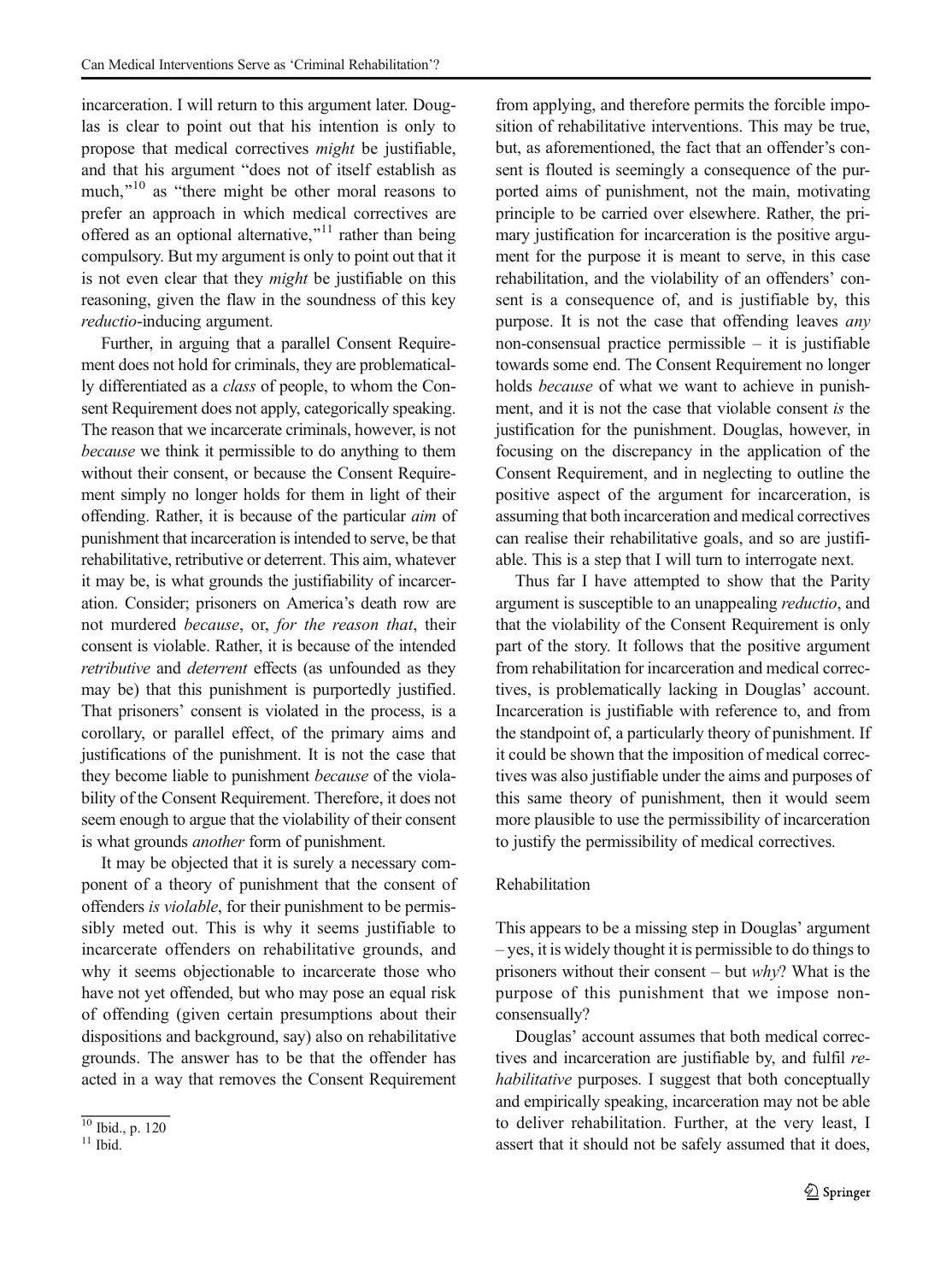incarceration. I will return to this argument later. Douglas is clear to point out that his intention is only to propose that medical correctives *might* be justifiable, and that his argument "does not of itself establish as much,"[10] as "there might be other moral reasons to prefer an approach in which medical correctives are offered as an optional alternative,"[11] rather than being compulsory. But my argument is only to point out that it is not even clear that they *might* be justifiable on this reasoning, given the flaw in the soundness of this key *reductio*-inducing argument.

Further, in arguing that a parallel Consent Requirement does not hold for criminals, they are problematically differentiated as a *class* of people, to whom the Consent Requirement does not apply, categorically speaking. The reason that we incarcerate criminals, however, is not *because* we think it permissible to do anything to them without their consent, or because the Consent Requirement simply no longer holds for them in light of their offending. Rather, it is because of the particular *aim* of punishment that incarceration is intended to serve, be that rehabilitative, retributive or deterrent. This aim, whatever it may be, is what grounds the justifiability of incarceration. Consider; prisoners on America's death row are not murdered *because*, or, *for the reason that*, their consent is violable. Rather, it is because of the intended *retributive* and *deterrent* effects (as unfounded as they may be) that this punishment is purportedly justified. That prisoners' consent is violated in the process, is a corollary, or parallel effect, of the primary aims and justifications of the punishment. It is not the case that they become liable to punishment *because* of the violability of the Consent Requirement. Therefore, it does not seem enough to argue that the violability of their consent is what grounds *another* form of punishment.

It may be objected that it is surely a necessary component of a theory of punishment that the consent of offenders *is violable*, for their punishment to be permissibly meted out. This is why it seems justifiable to incarcerate offenders on rehabilitative grounds, and why it seems objectionable to incarcerate those who have not yet offended, but who may pose an equal risk of offending (given certain presumptions about their dispositions and background, say) also on rehabilitative grounds. The answer has to be that the offender has acted in a way that removes the Consent Requirement from applying, and therefore permits the forcible imposition of rehabilitative interventions. This may be true, but, as aforementioned, the fact that an offender's consent is flouted is seemingly a consequence of the purported aims of punishment, not the main, motivating principle to be carried over elsewhere. Rather, the primary justification for incarceration is the positive argument for the purpose it is meant to serve, in this case rehabilitation, and the violability of an offenders' consent is a consequence of, and is justifiable by, this purpose. It is not the case that offending leaves *any* non-consensual practice permissible – it is justifiable towards some end. The Consent Requirement no longer holds *because* of what we want to achieve in punishment, and it is not the case that violable consent *is* the justification for the punishment. Douglas, however, in focusing on the discrepancy in the application of the Consent Requirement, and in neglecting to outline the positive aspect of the argument for incarceration, is assuming that both incarceration and medical correctives can realise their rehabilitative goals, and so are justifiable. This is a step that I will turn to interrogate next.

Thus far I have attempted to show that the Parity argument is susceptible to an unappealing *reductio*, and that the violability of the Consent Requirement is only part of the story. It follows that the positive argument from rehabilitation for incarceration and medical correctives, is problematically lacking in Douglas' account. Incarceration is justifiable with reference to, and from the standpoint of, a particularly theory of punishment. If it could be shown that the imposition of medical correctives was also justifiable under the aims and purposes of this same theory of punishment, then it would seem more plausible to use the permissibility of incarceration to justify the permissibility of medical correctives.

## Rehabilitation

This appears to be a missing step in Douglas' argument – yes, it is widely thought it is permissible to do things to prisoners without their consent – but *why*? What is the purpose of this punishment that we impose non-consensually?

Douglas' account assumes that both medical correctives and incarceration are justifiable by, and fulfil *rehabilitative* purposes. I suggest that both conceptually and empirically speaking, incarceration may not be able to deliver rehabilitation. Further, at the very least, I assert that it should not be safely assumed that it does,

[10] Ibid., p. 120

[11] Ibid.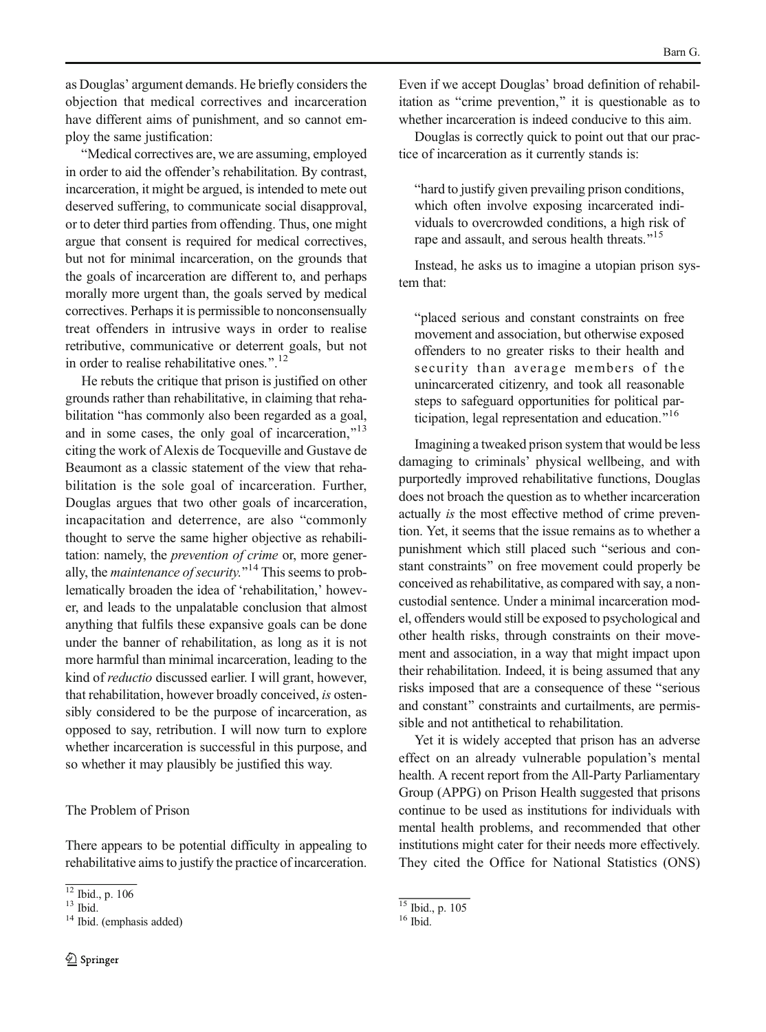as Douglas' argument demands. He briefly considers the objection that medical correctives and incarceration have different aims of punishment, and so cannot employ the same justification:

"Medical correctives are, we are assuming, employed in order to aid the offender's rehabilitation. By contrast, incarceration, it might be argued, is intended to mete out deserved suffering, to communicate social disapproval, or to deter third parties from offending. Thus, one might argue that consent is required for medical correctives, but not for minimal incarceration, on the grounds that the goals of incarceration are different to, and perhaps morally more urgent than, the goals served by medical correctives. Perhaps it is permissible to nonconsensually treat offenders in intrusive ways in order to realise retributive, communicative or deterrent goals, but not in order to realise rehabilitative ones.".[12]

He rebuts the critique that prison is justified on other grounds rather than rehabilitative, in claiming that rehabilitation "has commonly also been regarded as a goal, and in some cases, the only goal of incarceration,"[13] citing the work of Alexis de Tocqueville and Gustave de Beaumont as a classic statement of the view that rehabilitation is the sole goal of incarceration. Further, Douglas argues that two other goals of incarceration, incapacitation and deterrence, are also "commonly thought to serve the same higher objective as rehabilitation: namely, the *prevention of crime* or, more generally, the *maintenance of security*."[14] This seems to problematically broaden the idea of 'rehabilitation,' however, and leads to the unpalatable conclusion that almost anything that fulfils these expansive goals can be done under the banner of rehabilitation, as long as it is not more harmful than minimal incarceration, leading to the kind of *reductio* discussed earlier. I will grant, however, that rehabilitation, however broadly conceived, *is* ostensibly considered to be the purpose of incarceration, as opposed to say, retribution. I will now turn to explore whether incarceration is successful in this purpose, and so whether it may plausibly be justified this way.

## The Problem of Prison

There appears to be potential difficulty in appealing to rehabilitative aims to justify the practice of incarceration. Even if we accept Douglas' broad definition of rehabilitation as "crime prevention," it is questionable as to whether incarceration is indeed conducive to this aim.

Douglas is correctly quick to point out that our practice of incarceration as it currently stands is:

> "hard to justify given prevailing prison conditions, which often involve exposing incarcerated individuals to overcrowded conditions, a high risk of rape and assault, and serous health threats."[15]

Instead, he asks us to imagine a utopian prison system that:

> "placed serious and constant constraints on free movement and association, but otherwise exposed offenders to no greater risks to their health and security than average members of the unincarcerated citizenry, and took all reasonable steps to safeguard opportunities for political participation, legal representation and education."[16]

Imagining a tweaked prison system that would be less damaging to criminals' physical wellbeing, and with purportedly improved rehabilitative functions, Douglas does not broach the question as to whether incarceration actually *is* the most effective method of crime prevention. Yet, it seems that the issue remains as to whether a punishment which still placed such "serious and constant constraints" on free movement could properly be conceived as rehabilitative, as compared with say, a non-custodial sentence. Under a minimal incarceration model, offenders would still be exposed to psychological and other health risks, through constraints on their movement and association, in a way that might impact upon their rehabilitation. Indeed, it is being assumed that any risks imposed that are a consequence of these "serious and constant" constraints and curtailments, are permissible and not antithetical to rehabilitation.

Yet it is widely accepted that prison has an adverse effect on an already vulnerable population's mental health. A recent report from the All-Party Parliamentary Group (APPG) on Prison Health suggested that prisons continue to be used as institutions for individuals with mental health problems, and recommended that other institutions might cater for their needs more effectively. They cited the Office for National Statistics (ONS)

[12] Ibid., p. 106

[13] Ibid.

[14] Ibid. (emphasis added)

[15] Ibid., p. 105

[16] Ibid.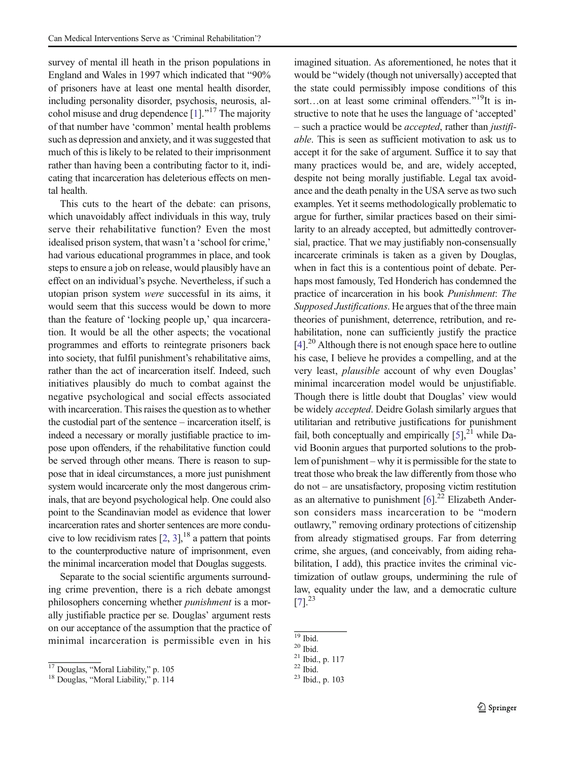survey of mental ill heath in the prison populations in England and Wales in 1997 which indicated that "90% of prisoners have at least one mental health disorder, including personality disorder, psychosis, neurosis, alcohol misuse and drug dependence [1]."[17] The majority of that number have 'common' mental health problems such as depression and anxiety, and it was suggested that much of this is likely to be related to their imprisonment rather than having been a contributing factor to it, indicating that incarceration has deleterious effects on mental health.

This cuts to the heart of the debate: can prisons, which unavoidably affect individuals in this way, truly serve their rehabilitative function? Even the most idealised prison system, that wasn't a 'school for crime,' had various educational programmes in place, and took steps to ensure a job on release, would plausibly have an effect on an individual's psyche. Nevertheless, if such a utopian prison system *were* successful in its aims, it would seem that this success would be down to more than the feature of 'locking people up,' qua incarceration. It would be all the other aspects; the vocational programmes and efforts to reintegrate prisoners back into society, that fulfil punishment's rehabilitative aims, rather than the act of incarceration itself. Indeed, such initiatives plausibly do much to combat against the negative psychological and social effects associated with incarceration. This raises the question as to whether the custodial part of the sentence – incarceration itself, is indeed a necessary or morally justifiable practice to impose upon offenders, if the rehabilitative function could be served through other means. There is reason to suppose that in ideal circumstances, a more just punishment system would incarcerate only the most dangerous criminals, that are beyond psychological help. One could also point to the Scandinavian model as evidence that lower incarceration rates and shorter sentences are more conducive to low recidivism rates [2, 3],[18] a pattern that points to the counterproductive nature of imprisonment, even the minimal incarceration model that Douglas suggests.

Separate to the social scientific arguments surrounding crime prevention, there is a rich debate amongst philosophers concerning whether *punishment* is a morally justifiable practice per se. Douglas' argument rests on our acceptance of the assumption that the practice of minimal incarceration is permissible even in his imagined situation. As aforementioned, he notes that it would be "widely (though not universally) accepted that the state could permissibly impose conditions of this sort…on at least some criminal offenders."[19] It is instructive to note that he uses the language of 'accepted' – such a practice would be *accepted*, rather than *justifiable*. This is seen as sufficient motivation to ask us to accept it for the sake of argument. Suffice it to say that many practices would be, and are, widely accepted, despite not being morally justifiable. Legal tax avoidance and the death penalty in the USA serve as two such examples. Yet it seems methodologically problematic to argue for further, similar practices based on their similarity to an already accepted, but admittedly controversial, practice. That we may justifiably non-consensually incarcerate criminals is taken as a given by Douglas, when in fact this is a contentious point of debate. Perhaps most famously, Ted Honderich has condemned the practice of incarceration in his book *Punishment*: *The Supposed Justifications*. He argues that of the three main theories of punishment, deterrence, retribution, and rehabilitation, none can sufficiently justify the practice [4].[20] Although there is not enough space here to outline his case, I believe he provides a compelling, and at the very least, *plausible* account of why even Douglas' minimal incarceration model would be unjustifiable. Though there is little doubt that Douglas' view would be widely *accepted*. Deidre Golash similarly argues that utilitarian and retributive justifications for punishment fail, both conceptually and empirically [5],[21] while David Boonin argues that purported solutions to the problem of punishment – why it is permissible for the state to treat those who break the law differently from those who do not – are unsatisfactory, proposing victim restitution as an alternative to punishment [6].[22] Elizabeth Anderson considers mass incarceration to be "modern outlawry," removing ordinary protections of citizenship from already stigmatised groups. Far from deterring crime, she argues, (and conceivably, from aiding rehabilitation, I add), this practice invites the criminal victimization of outlaw groups, undermining the rule of law, equality under the law, and a democratic culture [7].[23]

---

[17] Douglas, "Moral Liability," p. 105

[18] Douglas, "Moral Liability," p. 114

[19] Ibid.

[20] Ibid.

[21] Ibid., p. 117

[22] Ibid.

[23] Ibid., p. 103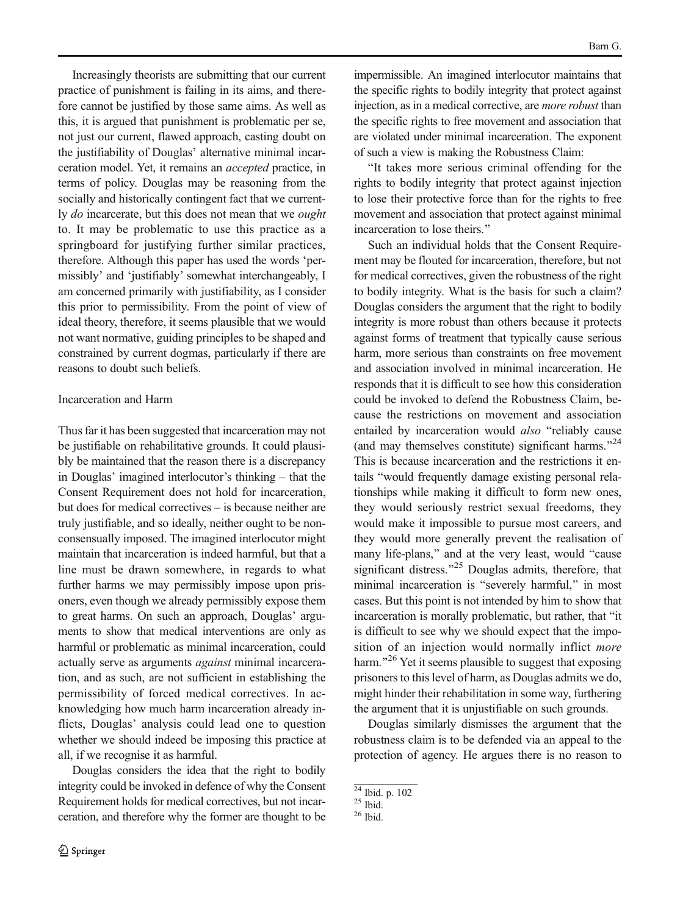Increasingly theorists are submitting that our current practice of punishment is failing in its aims, and therefore cannot be justified by those same aims. As well as this, it is argued that punishment is problematic per se, not just our current, flawed approach, casting doubt on the justifiability of Douglas' alternative minimal incarceration model. Yet, it remains an *accepted* practice, in terms of policy. Douglas may be reasoning from the socially and historically contingent fact that we currently *do* incarcerate, but this does not mean that we *ought* to. It may be problematic to use this practice as a springboard for justifying further similar practices, therefore. Although this paper has used the words 'permissibly' and 'justifiably' somewhat interchangeably, I am concerned primarily with justifiability, as I consider this prior to permissibility. From the point of view of ideal theory, therefore, it seems plausible that we would not want normative, guiding principles to be shaped and constrained by current dogmas, particularly if there are reasons to doubt such beliefs.

### Incarceration and Harm

Thus far it has been suggested that incarceration may not be justifiable on rehabilitative grounds. It could plausibly be maintained that the reason there is a discrepancy in Douglas' imagined interlocutor's thinking – that the Consent Requirement does not hold for incarceration, but does for medical correctives – is because neither are truly justifiable, and so ideally, neither ought to be non-consensually imposed. The imagined interlocutor might maintain that incarceration is indeed harmful, but that a line must be drawn somewhere, in regards to what further harms we may permissibly impose upon prisoners, even though we already permissibly expose them to great harms. On such an approach, Douglas' arguments to show that medical interventions are only as harmful or problematic as minimal incarceration, could actually serve as arguments *against* minimal incarceration, and as such, are not sufficient in establishing the permissibility of forced medical correctives. In acknowledging how much harm incarceration already inflicts, Douglas' analysis could lead one to question whether we should indeed be imposing this practice at all, if we recognise it as harmful.

Douglas considers the idea that the right to bodily integrity could be invoked in defence of why the Consent Requirement holds for medical correctives, but not incarceration, and therefore why the former are thought to be impermissible. An imagined interlocutor maintains that the specific rights to bodily integrity that protect against injection, as in a medical corrective, are *more robust* than the specific rights to free movement and association that are violated under minimal incarceration. The exponent of such a view is making the Robustness Claim:

"It takes more serious criminal offending for the rights to bodily integrity that protect against injection to lose their protective force than for the rights to free movement and association that protect against minimal incarceration to lose theirs."

Such an individual holds that the Consent Requirement may be flouted for incarceration, therefore, but not for medical correctives, given the robustness of the right to bodily integrity. What is the basis for such a claim? Douglas considers the argument that the right to bodily integrity is more robust than others because it protects against forms of treatment that typically cause serious harm, more serious than constraints on free movement and association involved in minimal incarceration. He responds that it is difficult to see how this consideration could be invoked to defend the Robustness Claim, because the restrictions on movement and association entailed by incarceration would *also* "reliably cause (and may themselves constitute) significant harms."[24] This is because incarceration and the restrictions it entails "would frequently damage existing personal relationships while making it difficult to form new ones, they would seriously restrict sexual freedoms, they would make it impossible to pursue most careers, and they would more generally prevent the realisation of many life-plans," and at the very least, would "cause significant distress."[25] Douglas admits, therefore, that minimal incarceration is "severely harmful," in most cases. But this point is not intended by him to show that incarceration is morally problematic, but rather, that "it is difficult to see why we should expect that the imposition of an injection would normally inflict *more* harm."[26] Yet it seems plausible to suggest that exposing prisoners to this level of harm, as Douglas admits we do, might hinder their rehabilitation in some way, furthering the argument that it is unjustifiable on such grounds.

Douglas similarly dismisses the argument that the robustness claim is to be defended via an appeal to the protection of agency. He argues there is no reason to

[24] Ibid. p. 102

[25] Ibid.

[26] Ibid.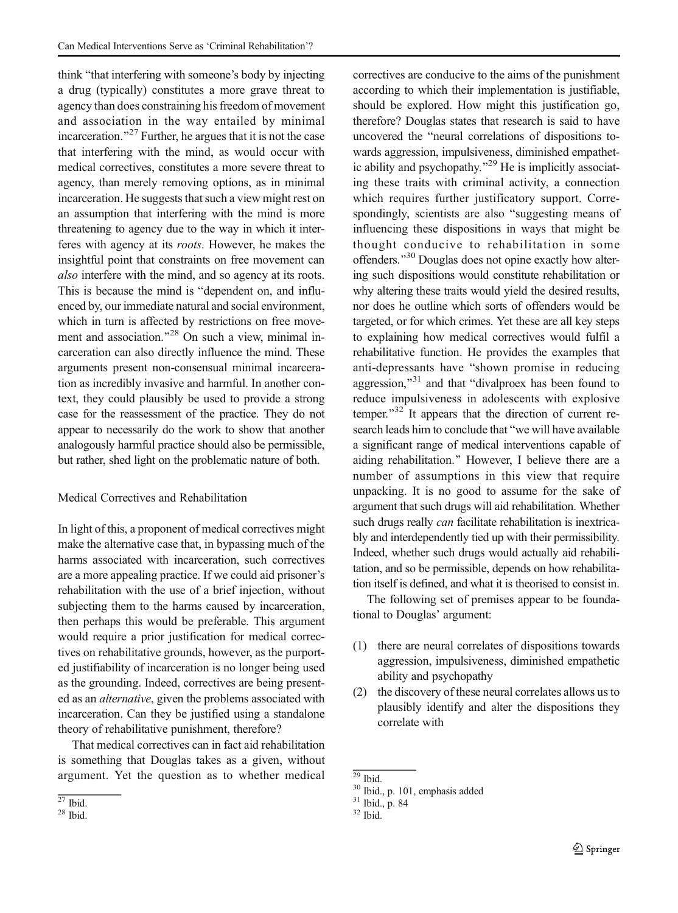think "that interfering with someone's body by injecting a drug (typically) constitutes a more grave threat to agency than does constraining his freedom of movement and association in the way entailed by minimal incarceration."[27] Further, he argues that it is not the case that interfering with the mind, as would occur with medical correctives, constitutes a more severe threat to agency, than merely removing options, as in minimal incarceration. He suggests that such a view might rest on an assumption that interfering with the mind is more threatening to agency due to the way in which it interferes with agency at its *roots*. However, he makes the insightful point that constraints on free movement can *also* interfere with the mind, and so agency at its roots. This is because the mind is "dependent on, and influenced by, our immediate natural and social environment, which in turn is affected by restrictions on free movement and association."[28] On such a view, minimal incarceration can also directly influence the mind. These arguments present non-consensual minimal incarceration as incredibly invasive and harmful. In another context, they could plausibly be used to provide a strong case for the reassessment of the practice. They do not appear to necessarily do the work to show that another analogously harmful practice should also be permissible, but rather, shed light on the problematic nature of both.

## Medical Correctives and Rehabilitation

In light of this, a proponent of medical correctives might make the alternative case that, in bypassing much of the harms associated with incarceration, such correctives are a more appealing practice. If we could aid prisoner's rehabilitation with the use of a brief injection, without subjecting them to the harms caused by incarceration, then perhaps this would be preferable. This argument would require a prior justification for medical correctives on rehabilitative grounds, however, as the purported justifiability of incarceration is no longer being used as the grounding. Indeed, correctives are being presented as an *alternative*, given the problems associated with incarceration. Can they be justified using a standalone theory of rehabilitative punishment, therefore?

That medical correctives can in fact aid rehabilitation is something that Douglas takes as a given, without argument. Yet the question as to whether medical correctives are conducive to the aims of the punishment according to which their implementation is justifiable, should be explored. How might this justification go, therefore? Douglas states that research is said to have uncovered the "neural correlations of dispositions towards aggression, impulsiveness, diminished empathetic ability and psychopathy."[29] He is implicitly associating these traits with criminal activity, a connection which requires further justificatory support. Correspondingly, scientists are also "suggesting means of influencing these dispositions in ways that might be thought conducive to rehabilitation in some offenders."[30] Douglas does not opine exactly how altering such dispositions would constitute rehabilitation or why altering these traits would yield the desired results, nor does he outline which sorts of offenders would be targeted, or for which crimes. Yet these are all key steps to explaining how medical correctives would fulfil a rehabilitative function. He provides the examples that anti-depressants have "shown promise in reducing aggression,"[31] and that "divalproex has been found to reduce impulsiveness in adolescents with explosive temper."[32] It appears that the direction of current research leads him to conclude that "we will have available a significant range of medical interventions capable of aiding rehabilitation." However, I believe there are a number of assumptions in this view that require unpacking. It is no good to assume for the sake of argument that such drugs will aid rehabilitation. Whether such drugs really *can* facilitate rehabilitation is inextricably and interdependently tied up with their permissibility. Indeed, whether such drugs would actually aid rehabilitation, and so be permissible, depends on how rehabilitation itself is defined, and what it is theorised to consist in.

The following set of premises appear to be foundational to Douglas' argument:

(1) there are neural correlates of dispositions towards aggression, impulsiveness, diminished empathetic ability and psychopathy
(2) the discovery of these neural correlates allows us to plausibly identify and alter the dispositions they correlate with

---

[27] Ibid.

[28] Ibid.

[29] Ibid.

[30] Ibid., p. 101, emphasis added

[31] Ibid., p. 84

[32] Ibid.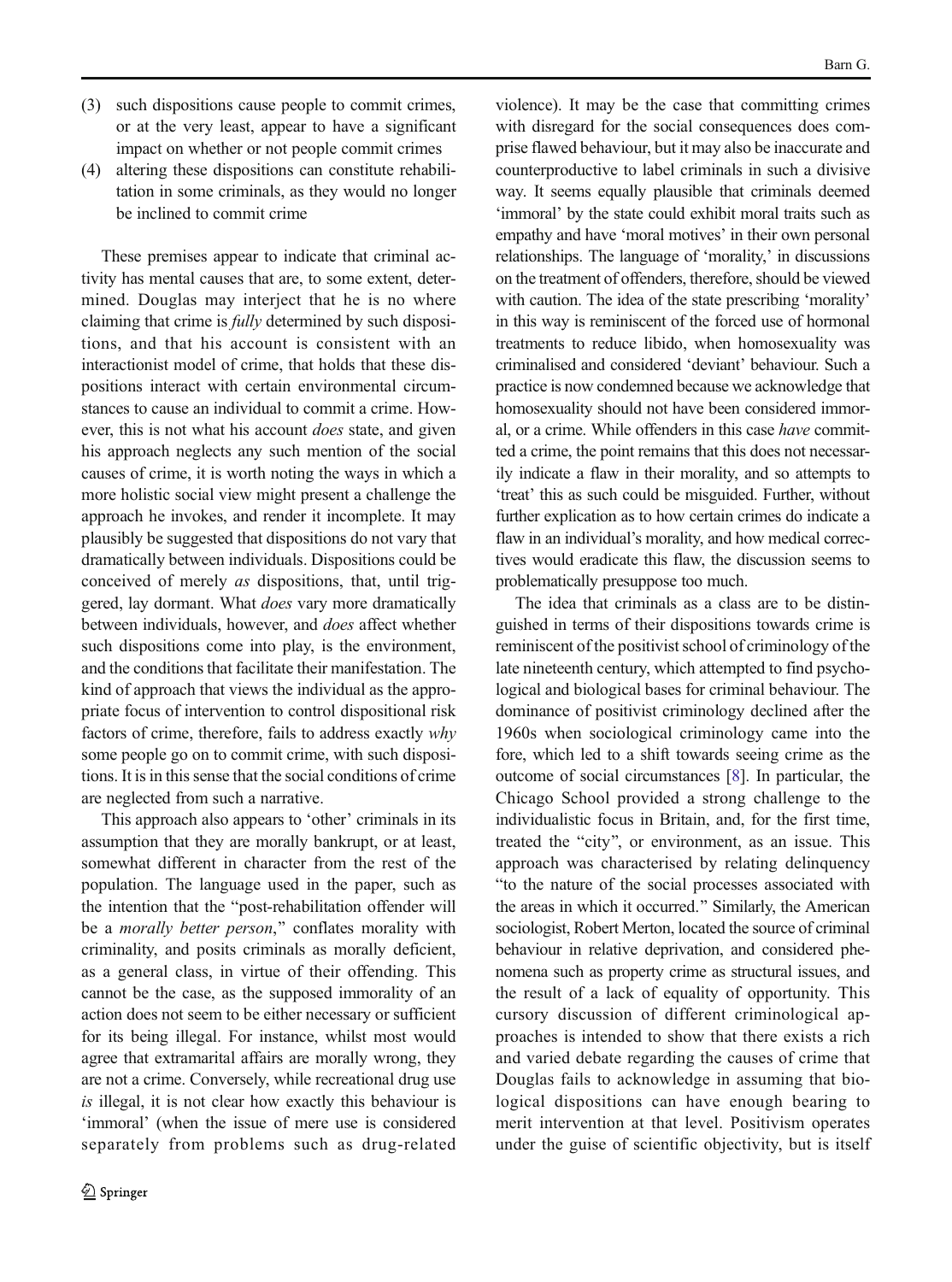(3) such dispositions cause people to commit crimes, or at the very least, appear to have a significant impact on whether or not people commit crimes
(4) altering these dispositions can constitute rehabilitation in some criminals, as they would no longer be inclined to commit crime

These premises appear to indicate that criminal activity has mental causes that are, to some extent, determined. Douglas may interject that he is no where claiming that crime is *fully* determined by such dispositions, and that his account is consistent with an interactionist model of crime, that holds that these dispositions interact with certain environmental circumstances to cause an individual to commit a crime. However, this is not what his account *does* state, and given his approach neglects any such mention of the social causes of crime, it is worth noting the ways in which a more holistic social view might present a challenge the approach he invokes, and render it incomplete. It may plausibly be suggested that dispositions do not vary that dramatically between individuals. Dispositions could be conceived of merely *as* dispositions, that, until triggered, lay dormant. What *does* vary more dramatically between individuals, however, and *does* affect whether such dispositions come into play, is the environment, and the conditions that facilitate their manifestation. The kind of approach that views the individual as the appropriate focus of intervention to control dispositional risk factors of crime, therefore, fails to address exactly *why* some people go on to commit crime, with such dispositions. It is in this sense that the social conditions of crime are neglected from such a narrative.

This approach also appears to 'other' criminals in its assumption that they are morally bankrupt, or at least, somewhat different in character from the rest of the population. The language used in the paper, such as the intention that the "post-rehabilitation offender will be a *morally better person*," conflates morality with criminality, and posits criminals as morally deficient, as a general class, in virtue of their offending. This cannot be the case, as the supposed immorality of an action does not seem to be either necessary or sufficient for its being illegal. For instance, whilst most would agree that extramarital affairs are morally wrong, they are not a crime. Conversely, while recreational drug use *is* illegal, it is not clear how exactly this behaviour is 'immoral' (when the issue of mere use is considered separately from problems such as drug-related violence). It may be the case that committing crimes with disregard for the social consequences does comprise flawed behaviour, but it may also be inaccurate and counterproductive to label criminals in such a divisive way. It seems equally plausible that criminals deemed 'immoral' by the state could exhibit moral traits such as empathy and have 'moral motives' in their own personal relationships. The language of 'morality,' in discussions on the treatment of offenders, therefore, should be viewed with caution. The idea of the state prescribing 'morality' in this way is reminiscent of the forced use of hormonal treatments to reduce libido, when homosexuality was criminalised and considered 'deviant' behaviour. Such a practice is now condemned because we acknowledge that homosexuality should not have been considered immoral, or a crime. While offenders in this case *have* committed a crime, the point remains that this does not necessarily indicate a flaw in their morality, and so attempts to 'treat' this as such could be misguided. Further, without further explication as to how certain crimes do indicate a flaw in an individual's morality, and how medical correctives would eradicate this flaw, the discussion seems to problematically presuppose too much.

The idea that criminals as a class are to be distinguished in terms of their dispositions towards crime is reminiscent of the positivist school of criminology of the late nineteenth century, which attempted to find psychological and biological bases for criminal behaviour. The dominance of positivist criminology declined after the 1960s when sociological criminology came into the fore, which led to a shift towards seeing crime as the outcome of social circumstances [8]. In particular, the Chicago School provided a strong challenge to the individualistic focus in Britain, and, for the first time, treated the "city", or environment, as an issue. This approach was characterised by relating delinquency "to the nature of the social processes associated with the areas in which it occurred." Similarly, the American sociologist, Robert Merton, located the source of criminal behaviour in relative deprivation, and considered phenomena such as property crime as structural issues, and the result of a lack of equality of opportunity. This cursory discussion of different criminological approaches is intended to show that there exists a rich and varied debate regarding the causes of crime that Douglas fails to acknowledge in assuming that biological dispositions can have enough bearing to merit intervention at that level. Positivism operates under the guise of scientific objectivity, but is itself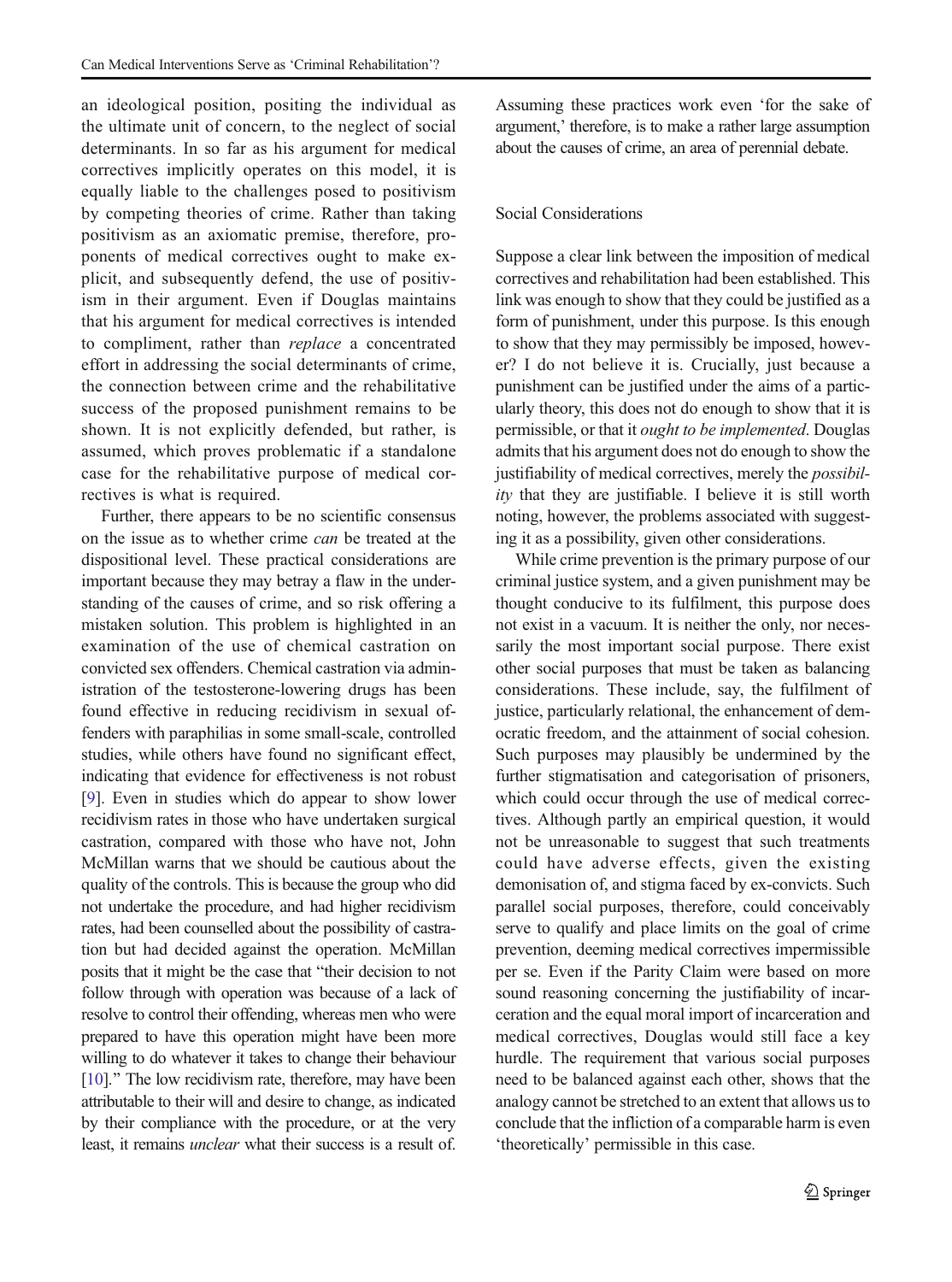an ideological position, positing the individual as the ultimate unit of concern, to the neglect of social determinants. In so far as his argument for medical correctives implicitly operates on this model, it is equally liable to the challenges posed to positivism by competing theories of crime. Rather than taking positivism as an axiomatic premise, therefore, proponents of medical correctives ought to make explicit, and subsequently defend, the use of positivism in their argument. Even if Douglas maintains that his argument for medical correctives is intended to compliment, rather than *replace* a concentrated effort in addressing the social determinants of crime, the connection between crime and the rehabilitative success of the proposed punishment remains to be shown. It is not explicitly defended, but rather, is assumed, which proves problematic if a standalone case for the rehabilitative purpose of medical correctives is what is required.

Further, there appears to be no scientific consensus on the issue as to whether crime *can* be treated at the dispositional level. These practical considerations are important because they may betray a flaw in the understanding of the causes of crime, and so risk offering a mistaken solution. This problem is highlighted in an examination of the use of chemical castration on convicted sex offenders. Chemical castration via administration of the testosterone-lowering drugs has been found effective in reducing recidivism in sexual offenders with paraphilias in some small-scale, controlled studies, while others have found no significant effect, indicating that evidence for effectiveness is not robust [9]. Even in studies which do appear to show lower recidivism rates in those who have undertaken surgical castration, compared with those who have not, John McMillan warns that we should be cautious about the quality of the controls. This is because the group who did not undertake the procedure, and had higher recidivism rates, had been counselled about the possibility of castration but had decided against the operation. McMillan posits that it might be the case that "their decision to not follow through with operation was because of a lack of resolve to control their offending, whereas men who were prepared to have this operation might have been more willing to do whatever it takes to change their behaviour [10]." The low recidivism rate, therefore, may have been attributable to their will and desire to change, as indicated by their compliance with the procedure, or at the very least, it remains *unclear* what their success is a result of. Assuming these practices work even 'for the sake of argument,' therefore, is to make a rather large assumption about the causes of crime, an area of perennial debate.

## Social Considerations

Suppose a clear link between the imposition of medical correctives and rehabilitation had been established. This link was enough to show that they could be justified as a form of punishment, under this purpose. Is this enough to show that they may permissibly be imposed, however? I do not believe it is. Crucially, just because a punishment can be justified under the aims of a particularly theory, this does not do enough to show that it is permissible, or that it *ought to be implemented*. Douglas admits that his argument does not do enough to show the justifiability of medical correctives, merely the *possibility* that they are justifiable. I believe it is still worth noting, however, the problems associated with suggesting it as a possibility, given other considerations.

While crime prevention is the primary purpose of our criminal justice system, and a given punishment may be thought conducive to its fulfilment, this purpose does not exist in a vacuum. It is neither the only, nor necessarily the most important social purpose. There exist other social purposes that must be taken as balancing considerations. These include, say, the fulfilment of justice, particularly relational, the enhancement of democratic freedom, and the attainment of social cohesion. Such purposes may plausibly be undermined by the further stigmatisation and categorisation of prisoners, which could occur through the use of medical correctives. Although partly an empirical question, it would not be unreasonable to suggest that such treatments could have adverse effects, given the existing demonisation of, and stigma faced by ex-convicts. Such parallel social purposes, therefore, could conceivably serve to qualify and place limits on the goal of crime prevention, deeming medical correctives impermissible per se. Even if the Parity Claim were based on more sound reasoning concerning the justifiability of incarceration and the equal moral import of incarceration and medical correctives, Douglas would still face a key hurdle. The requirement that various social purposes need to be balanced against each other, shows that the analogy cannot be stretched to an extent that allows us to conclude that the infliction of a comparable harm is even 'theoretically' permissible in this case.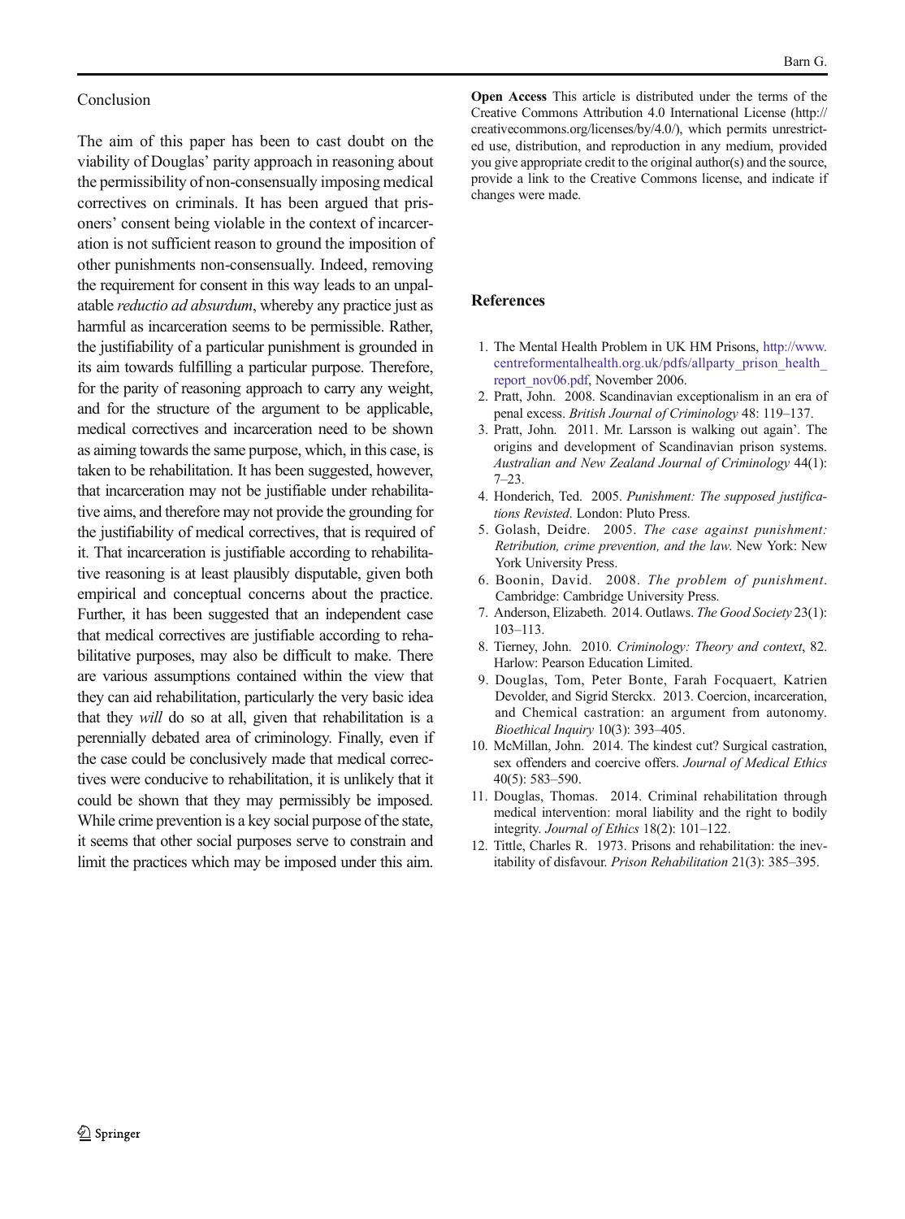## Conclusion

The aim of this paper has been to cast doubt on the viability of Douglas' parity approach in reasoning about the permissibility of non-consensually imposing medical correctives on criminals. It has been argued that prisoners' consent being violable in the context of incarceration is not sufficient reason to ground the imposition of other punishments non-consensually. Indeed, removing the requirement for consent in this way leads to an unpalatable *reductio ad absurdum*, whereby any practice just as harmful as incarceration seems to be permissible. Rather, the justifiability of a particular punishment is grounded in its aim towards fulfilling a particular purpose. Therefore, for the parity of reasoning approach to carry any weight, and for the structure of the argument to be applicable, medical correctives and incarceration need to be shown as aiming towards the same purpose, which, in this case, is taken to be rehabilitation. It has been suggested, however, that incarceration may not be justifiable under rehabilitative aims, and therefore may not provide the grounding for the justifiability of medical correctives, that is required of it. That incarceration is justifiable according to rehabilitative reasoning is at least plausibly disputable, given both empirical and conceptual concerns about the practice. Further, it has been suggested that an independent case that medical correctives are justifiable according to rehabilitative purposes, may also be difficult to make. There are various assumptions contained within the view that they can aid rehabilitation, particularly the very basic idea that they *will* do so at all, given that rehabilitation is a perennially debated area of criminology. Finally, even if the case could be conclusively made that medical correctives were conducive to rehabilitation, it is unlikely that it could be shown that they may permissibly be imposed. While crime prevention is a key social purpose of the state, it seems that other social purposes serve to constrain and limit the practices which may be imposed under this aim.

**Open Access** This article is distributed under the terms of the Creative Commons Attribution 4.0 International License (http://creativecommons.org/licenses/by/4.0/), which permits unrestricted use, distribution, and reproduction in any medium, provided you give appropriate credit to the original author(s) and the source, provide a link to the Creative Commons license, and indicate if changes were made.

## References

1. The Mental Health Problem in UK HM Prisons, http://www.centreformentalhealth.org.uk/pdfs/allparty_prison_health_report_nov06.pdf, November 2006.
2. Pratt, John. 2008. Scandinavian exceptionalism in an era of penal excess. *British Journal of Criminology* 48: 119–137.
3. Pratt, John. 2011. Mr. Larsson is walking out again'. The origins and development of Scandinavian prison systems. *Australian and New Zealand Journal of Criminology* 44(1): 7–23.
4. Honderich, Ted. 2005. *Punishment: The supposed justifications Revisted*. London: Pluto Press.
5. Golash, Deidre. 2005. *The case against punishment: Retribution, crime prevention, and the law*. New York: New York University Press.
6. Boonin, David. 2008. *The problem of punishment*. Cambridge: Cambridge University Press.
7. Anderson, Elizabeth. 2014. Outlaws. *The Good Society* 23(1): 103–113.
8. Tierney, John. 2010. *Criminology: Theory and context*, 82. Harlow: Pearson Education Limited.
9. Douglas, Tom, Peter Bonte, Farah Focquaert, Katrien Devolder, and Sigrid Sterckx. 2013. Coercion, incarceration, and Chemical castration: an argument from autonomy. *Bioethical Inquiry* 10(3): 393–405.
10. McMillan, John. 2014. The kindest cut? Surgical castration, sex offenders and coercive offers. *Journal of Medical Ethics* 40(5): 583–590.
11. Douglas, Thomas. 2014. Criminal rehabilitation through medical intervention: moral liability and the right to bodily integrity. *Journal of Ethics* 18(2): 101–122.
12. Tittle, Charles R. 1973. Prisons and rehabilitation: the inevitability of disfavour. *Prison Rehabilitation* 21(3): 385–395.